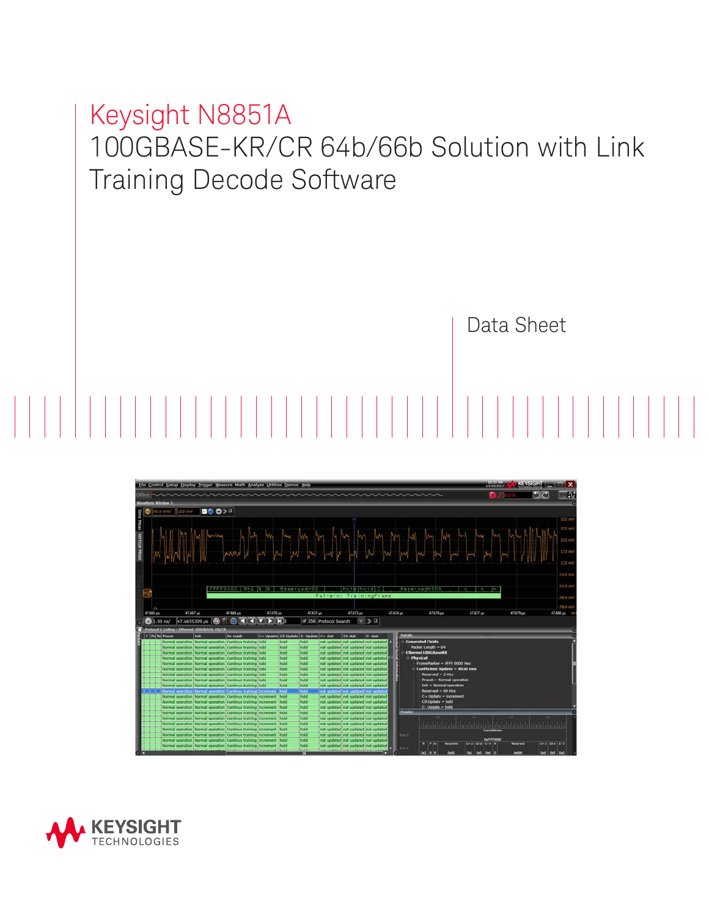# Keysight N8851A

# 100GBASE-KR/CR 64b/66b Solution with Link Training Decode Software

Data Sheet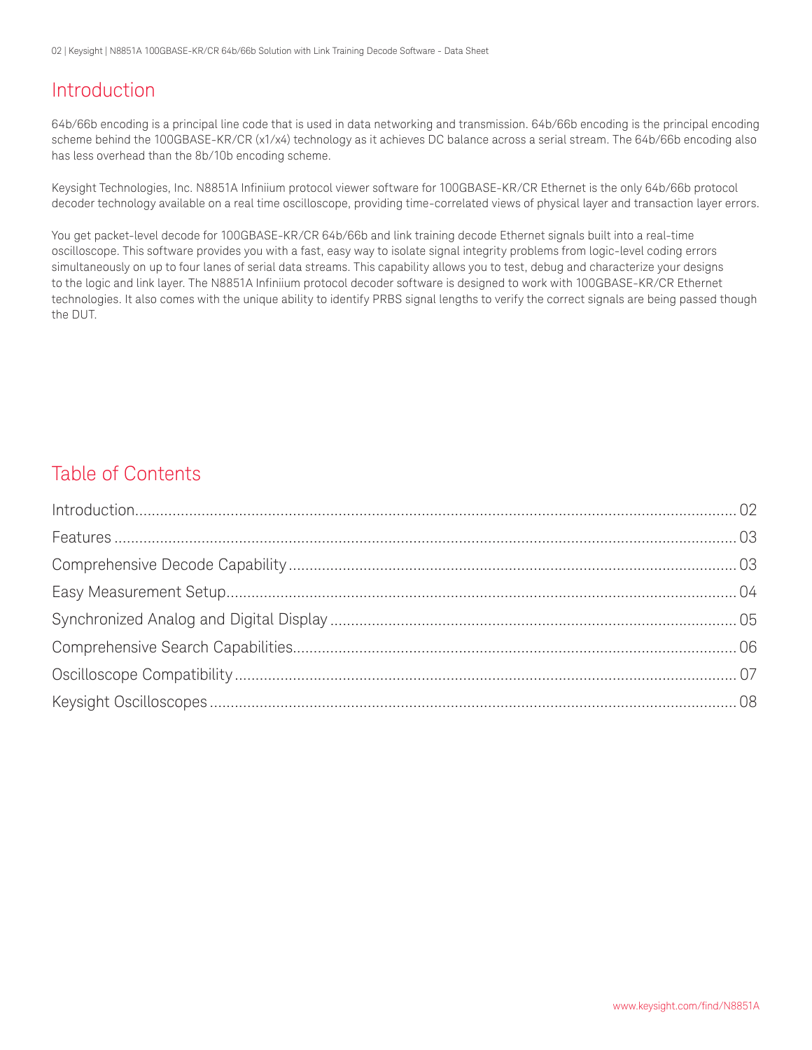## Introduction

64b/66b encoding is a principal line code that is used in data networking and transmission. 64b/66b encoding is the principal encoding scheme behind the 100GBASE-KR/CR (x1/x4) technology as it achieves DC balance across a serial stream. The 64b/66b encoding also has less overhead than the 8b/10b encoding scheme.

Keysight Technologies, Inc. N8851A Infiniium protocol viewer software for 100GBASE-KR/CR Ethernet is the only 64b/66b protocol decoder technology available on a real time oscilloscope, providing time-correlated views of physical layer and transaction layer errors.

You get packet-level decode for 100GBASE-KR/CR 64b/66b and link training decode Ethernet signals built into a real-time oscilloscope. This software provides you with a fast, easy way to isolate signal integrity problems from logic-level coding errors simultaneously on up to four lanes of serial data streams. This capability allows you to test, debug and characterize your designs to the logic and link layer. The N8851A Infiniium protocol decoder software is designed to work with 100GBASE-KR/CR Ethernet technologies. It also comes with the unique ability to identify PRBS signal lengths to verify the correct signals are being passed though the DUT.

## Table of Contents

| | |
|---|---|
| Introduction | 02 |
| Features | 03 |
| Comprehensive Decode Capability | 03 |
| Easy Measurement Setup | 04 |
| Synchronized Analog and Digital Display | 05 |
| Comprehensive Search Capabilities | 06 |
| Oscilloscope Compatibility | 07 |
| Keysight Oscilloscopes | 08 |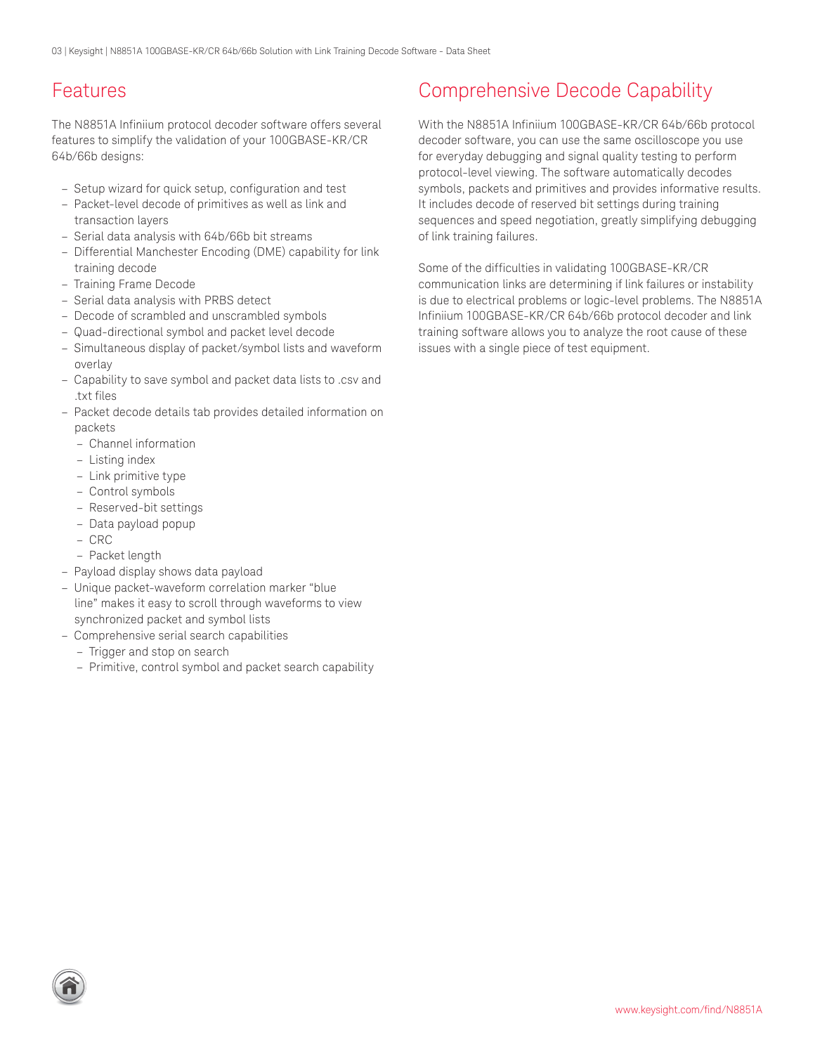## Features

The N8851A Infiniium protocol decoder software offers several features to simplify the validation of your 100GBASE-KR/CR 64b/66b designs:

- Setup wizard for quick setup, configuration and test
- Packet-level decode of primitives as well as link and transaction layers
- Serial data analysis with 64b/66b bit streams
- Differential Manchester Encoding (DME) capability for link training decode
- Training Frame Decode
- Serial data analysis with PRBS detect
- Decode of scrambled and unscrambled symbols
- Quad-directional symbol and packet level decode
- Simultaneous display of packet/symbol lists and waveform overlay
- Capability to save symbol and packet data lists to .csv and .txt files
- Packet decode details tab provides detailed information on packets
  - Channel information
  - Listing index
  - Link primitive type
  - Control symbols
  - Reserved-bit settings
  - Data payload popup
  - CRC
  - Packet length
- Payload display shows data payload
- Unique packet-waveform correlation marker "blue line" makes it easy to scroll through waveforms to view synchronized packet and symbol lists
- Comprehensive serial search capabilities
  - Trigger and stop on search
  - Primitive, control symbol and packet search capability

## Comprehensive Decode Capability

With the N8851A Infiniium 100GBASE-KR/CR 64b/66b protocol decoder software, you can use the same oscilloscope you use for everyday debugging and signal quality testing to perform protocol-level viewing. The software automatically decodes symbols, packets and primitives and provides informative results. It includes decode of reserved bit settings during training sequences and speed negotiation, greatly simplifying debugging of link training failures.

Some of the difficulties in validating 100GBASE-KR/CR communication links are determining if link failures or instability is due to electrical problems or logic-level problems. The N8851A Infiniium 100GBASE-KR/CR 64b/66b protocol decoder and link training software allows you to analyze the root cause of these issues with a single piece of test equipment.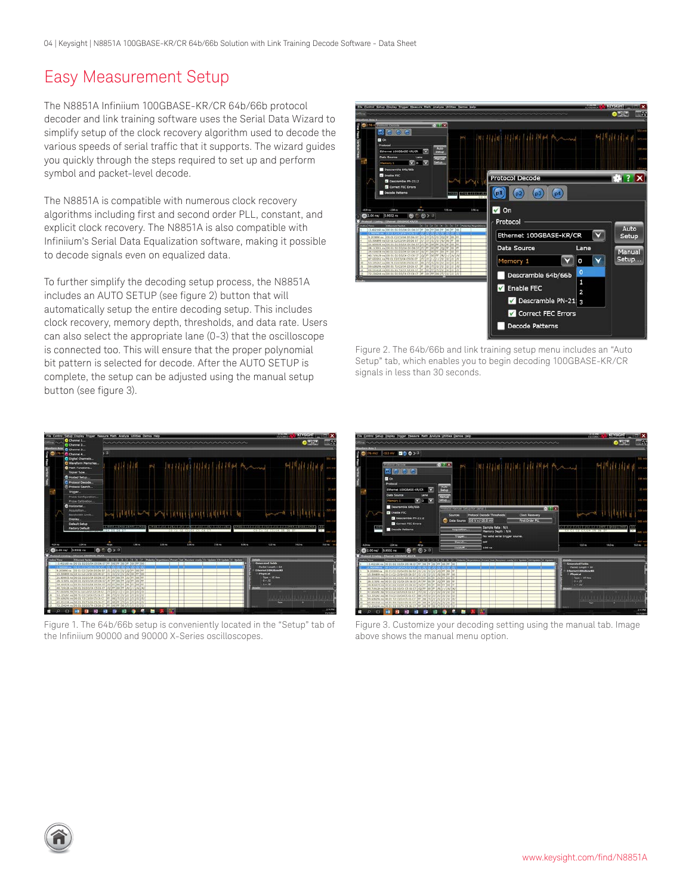# Easy Measurement Setup

The N8851A Infiniium 100GBASE-KR/CR 64b/66b protocol decoder and link training software uses the Serial Data Wizard to simplify setup of the clock recovery algorithm used to decode the various speeds of serial traffic that it supports. The wizard guides you quickly through the steps required to set up and perform symbol and packet-level decode.

The N8851A is compatible with numerous clock recovery algorithms including first and second order PLL, constant, and explicit clock recovery. The N8851A is also compatible with Infiniium's Serial Data Equalization software, making it possible to decode signals even on equalized data.

To further simplify the decoding setup process, the N8851A includes an AUTO SETUP (see figure 2) button that will automatically setup the entire decoding setup. This includes clock recovery, memory depth, thresholds, and data rate. Users can also select the appropriate lane (0-3) that the oscilloscope is connected too. This will ensure that the proper polynomial bit pattern is selected for decode. After the AUTO SETUP is complete, the setup can be adjusted using the manual setup button (see figure 3).

Figure 2. The 64b/66b and link training setup menu includes an "Auto Setup" tab, which enables you to begin decoding 100GBASE-KR/CR signals in less than 30 seconds.

Figure 1. The 64b/66b setup is conveniently located in the "Setup" tab of the Infiniium 90000 and 90000 X-Series oscilloscopes.

Figure 3. Customize your decoding setting using the manual tab. Image above shows the manual menu option.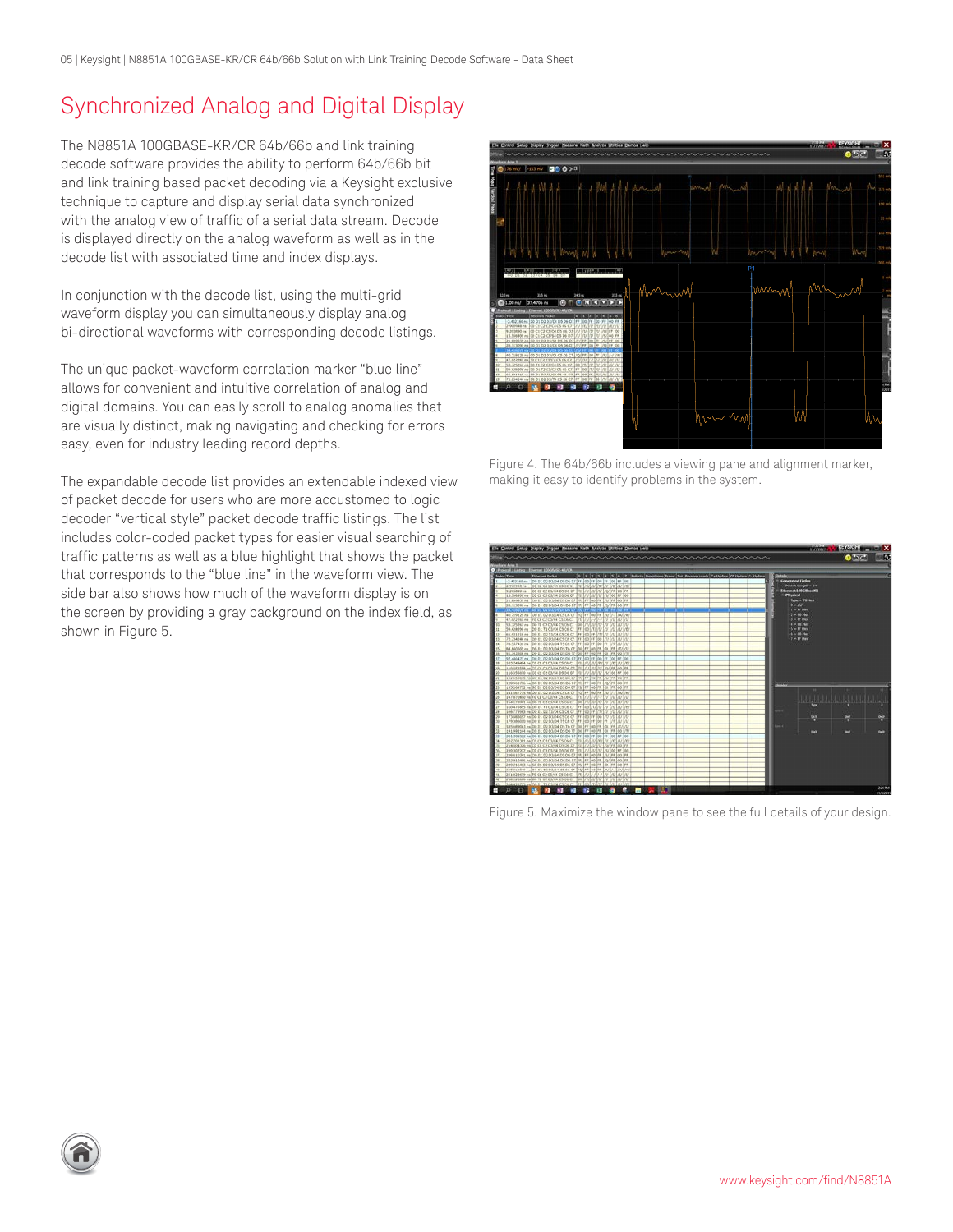# Synchronized Analog and Digital Display

The N8851A 100GBASE-KR/CR 64b/66b and link training decode software provides the ability to perform 64b/66b bit and link training based packet decoding via a Keysight exclusive technique to capture and display serial data synchronized with the analog view of traffic of a serial data stream. Decode is displayed directly on the analog waveform as well as in the decode list with associated time and index displays.

In conjunction with the decode list, using the multi-grid waveform display you can simultaneously display analog bi-directional waveforms with corresponding decode listings.

The unique packet-waveform correlation marker “blue line” allows for convenient and intuitive correlation of analog and digital domains. You can easily scroll to analog anomalies that are visually distinct, making navigating and checking for errors easy, even for industry leading record depths.

The expandable decode list provides an extendable indexed view of packet decode for users who are more accustomed to logic decoder “vertical style” packet decode traffic listings. The list includes color-coded packet types for easier visual searching of traffic patterns as well as a blue highlight that shows the packet that corresponds to the “blue line” in the waveform view. The side bar also shows how much of the waveform display is on the screen by providing a gray background on the index field, as shown in Figure 5.

Figure 4. The 64b/66b includes a viewing pane and alignment marker, making it easy to identify problems in the system.

Figure 5. Maximize the window pane to see the full details of your design.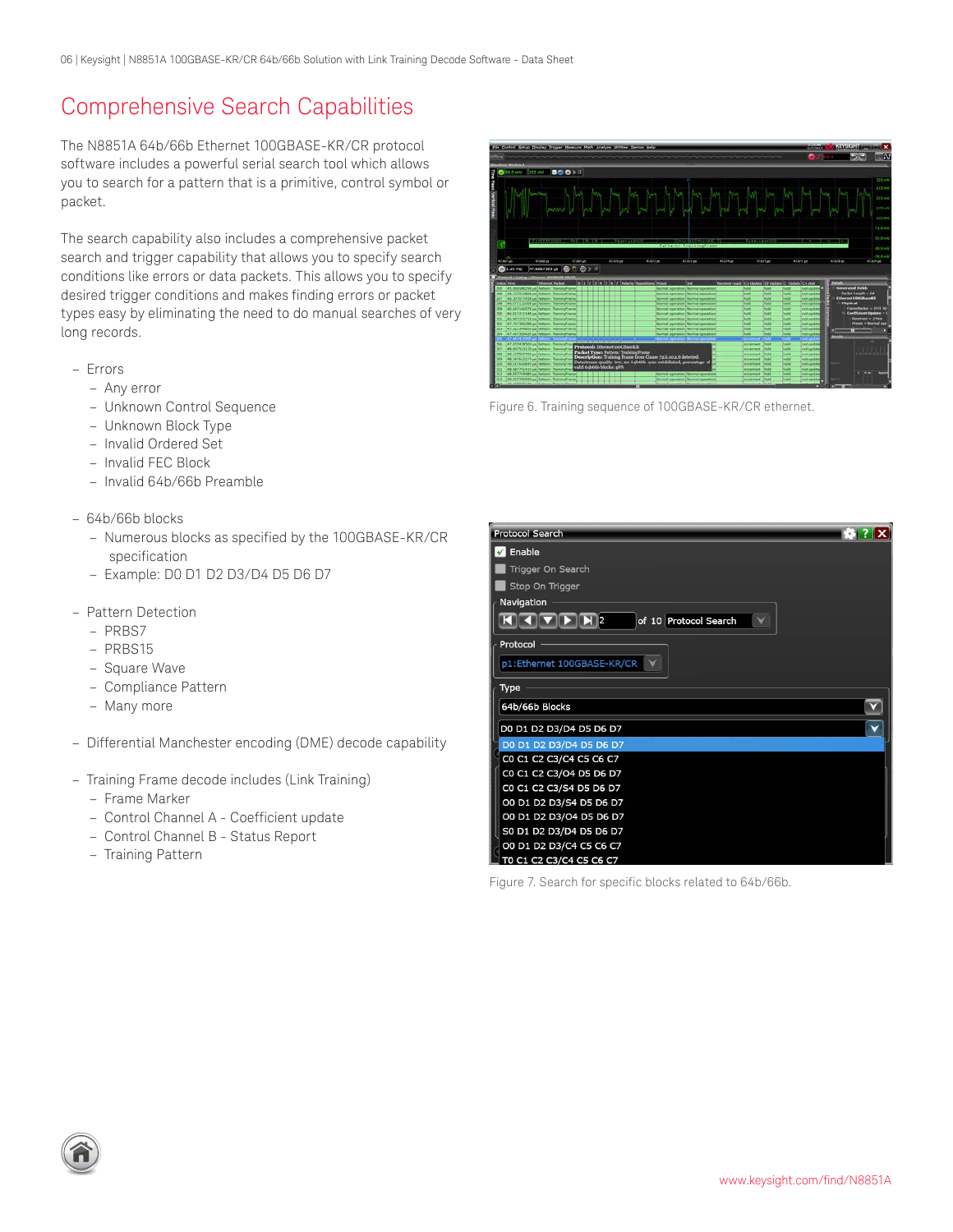# Comprehensive Search Capabilities

The N8851A 64b/66b Ethernet 100GBASE-KR/CR protocol software includes a powerful serial search tool which allows you to search for a pattern that is a primitive, control symbol or packet.

The search capability also includes a comprehensive packet search and trigger capability that allows you to specify search conditions like errors or data packets. This allows you to specify desired trigger conditions and makes finding errors or packet types easy by eliminating the need to do manual searches of very long records.

- Errors
  - Any error
  - Unknown Control Sequence
  - Unknown Block Type
  - Invalid Ordered Set
  - Invalid FEC Block
  - Invalid 64b/66b Preamble
- 64b/66b blocks
  - Numerous blocks as specified by the 100GBASE-KR/CR specification
  - Example: D0 D1 D2 D3/D4 D5 D6 D7
- Pattern Detection
  - PRBS7
  - PRBS15
  - Square Wave
  - Compliance Pattern
  - Many more
- Differential Manchester encoding (DME) decode capability
- Training Frame decode includes (Link Training)
  - Frame Marker
  - Control Channel A - Coefficient update
  - Control Channel B - Status Report
  - Training Pattern

Figure 6. Training sequence of 100GBASE-KR/CR ethernet.

Figure 7. Search for specific blocks related to 64b/66b.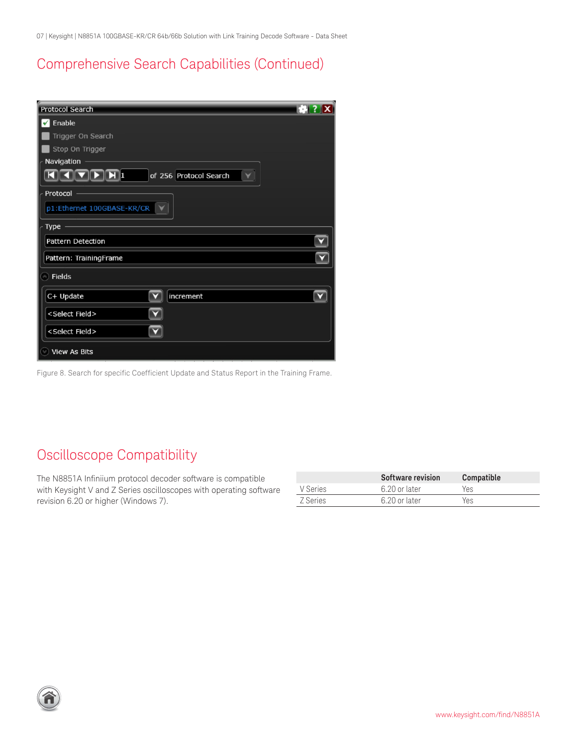# Comprehensive Search Capabilities (Continued)

Figure 8. Search for specific Coefficient Update and Status Report in the Training Frame.

# Oscilloscope Compatibility

The N8851A Infiniium protocol decoder software is compatible with Keysight V and Z Series oscilloscopes with operating software revision 6.20 or higher (Windows 7).

| | Software revision | Compatible |
|---|---|---|
| V Series | 6.20 or later | Yes |
| Z Series | 6.20 or later | Yes |

www.keysight.com/find/N8851A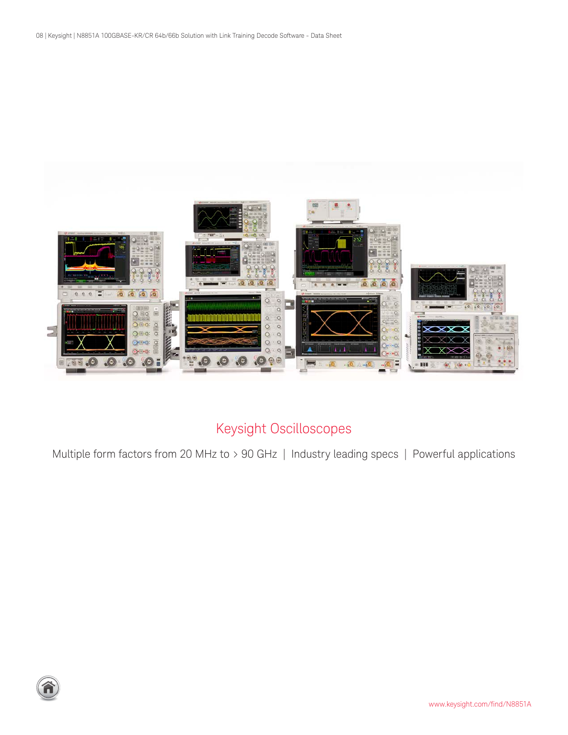## Keysight Oscilloscopes

Multiple form factors from 20 MHz to > 90 GHz | Industry leading specs | Powerful applications

www.keysight.com/find/N8851A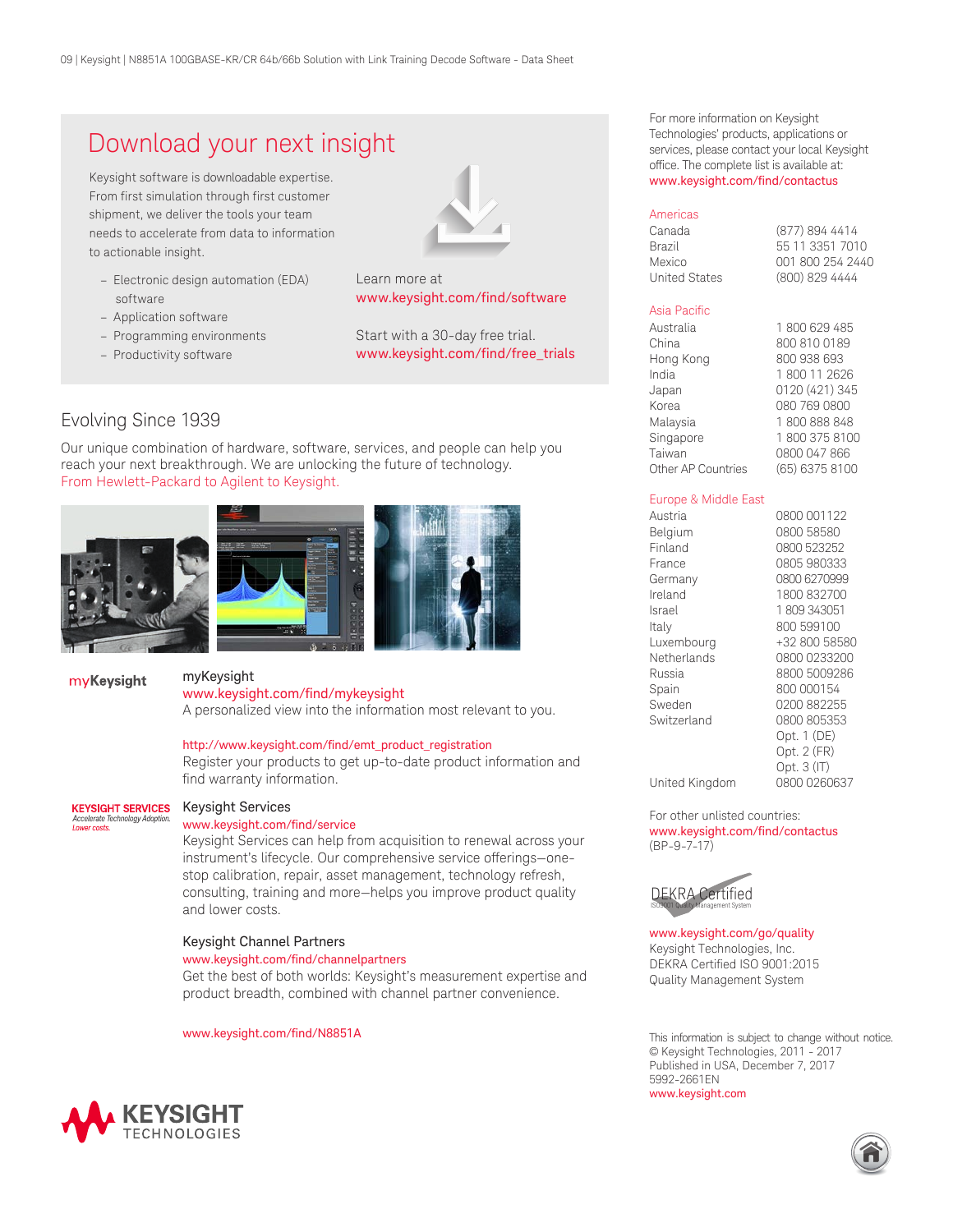## Download your next insight

Keysight software is downloadable expertise. From first simulation through first customer shipment, we deliver the tools your team needs to accelerate from data to information to actionable insight.

- Electronic design automation (EDA) software
- Application software
- Programming environments
- Productivity software

Learn more at
www.keysight.com/find/software

Start with a 30-day free trial.
www.keysight.com/find/free_trials

## Evolving Since 1939

Our unique combination of hardware, software, services, and people can help you reach your next breakthrough. We are unlocking the future of technology.
From Hewlett-Packard to Agilent to Keysight.

**myKeysight**

myKeysight
www.keysight.com/find/mykeysight
A personalized view into the information most relevant to you.

http://www.keysight.com/find/emt_product_registration
Register your products to get up-to-date product information and find warranty information.

**KEYSIGHT SERVICES**
*Accelerate Technology Adoption. Lower costs.*

Keysight Services
www.keysight.com/find/service
Keysight Services can help from acquisition to renewal across your instrument's lifecycle. Our comprehensive service offerings—one-stop calibration, repair, asset management, technology refresh, consulting, training and more—helps you improve product quality and lower costs.

Keysight Channel Partners
www.keysight.com/find/channelpartners
Get the best of both worlds: Keysight's measurement expertise and product breadth, combined with channel partner convenience.

www.keysight.com/find/N8851A

For more information on Keysight Technologies' products, applications or services, please contact your local Keysight office. The complete list is available at:
www.keysight.com/find/contactus

**Americas**

| | |
|---|---|
| Canada | (877) 894 4414 |
| Brazil | 55 11 3351 7010 |
| Mexico | 001 800 254 2440 |
| United States | (800) 829 4444 |

**Asia Pacific**

| | |
|---|---|
| Australia | 1 800 629 485 |
| China | 800 810 0189 |
| Hong Kong | 800 938 693 |
| India | 1 800 11 2626 |
| Japan | 0120 (421) 345 |
| Korea | 080 769 0800 |
| Malaysia | 1 800 888 848 |
| Singapore | 1 800 375 8100 |
| Taiwan | 0800 047 866 |
| Other AP Countries | (65) 6375 8100 |

**Europe & Middle East**

| | |
|---|---|
| Austria | 0800 001122 |
| Belgium | 0800 58580 |
| Finland | 0800 523252 |
| France | 0805 980333 |
| Germany | 0800 6270999 |
| Ireland | 1800 832700 |
| Israel | 1 809 343051 |
| Italy | 800 599100 |
| Luxembourg | +32 800 58580 |
| Netherlands | 0800 0233200 |
| Russia | 8800 5009286 |
| Spain | 800 000154 |
| Sweden | 0200 882255 |
| Switzerland | 0800 805353 |
| | Opt. 1 (DE) |
| | Opt. 2 (FR) |
| | Opt. 3 (IT) |
| United Kingdom | 0800 0260637 |

For other unlisted countries:
www.keysight.com/find/contactus
(BP-9-7-17)

DEKRA Certified
ISO9001 Quality Management System

www.keysight.com/go/quality
Keysight Technologies, Inc.
DEKRA Certified ISO 9001:2015
Quality Management System

This information is subject to change without notice.
© Keysight Technologies, 2011 - 2017
Published in USA, December 7, 2017
5992-2661EN
www.keysight.com

KEYSIGHT TECHNOLOGIES